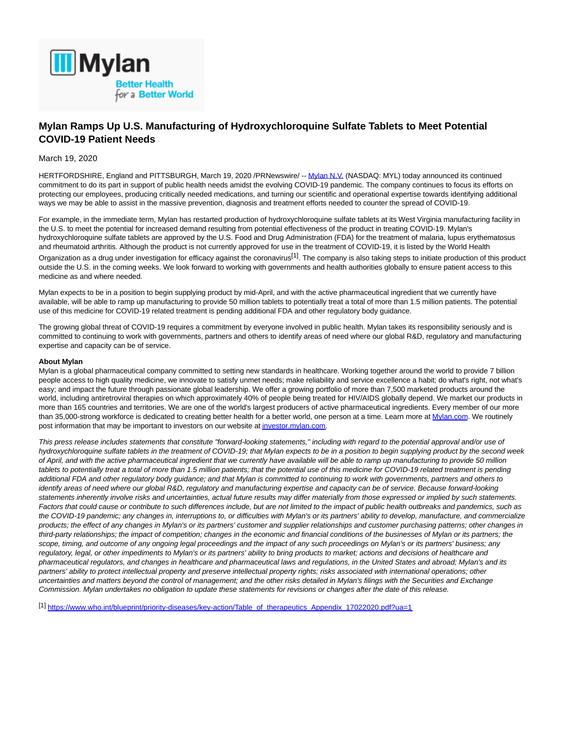Mylan

Better Health for a Better World

# Mylan Ramps Up U.S. Manufacturing of Hydroxychloroquine Sulfate Tablets to Meet Potential COVID-19 Patient Needs

March 19, 2020

HERTFORDSHIRE, England and PITTSBURGH, March 19, 2020 /PRNewswire/ -- Mylan N.V. (NASDAQ: MYL) today announced its continued commitment to do its part in support of public health needs amidst the evolving COVID-19 pandemic. The company continues to focus its efforts on protecting our employees, producing critically needed medications, and turning our scientific and operational expertise towards identifying additional ways we may be able to assist in the massive prevention, diagnosis and treatment efforts needed to counter the spread of COVID-19.

For example, in the immediate term, Mylan has restarted production of hydroxychloroquine sulfate tablets at its West Virginia manufacturing facility in the U.S. to meet the potential for increased demand resulting from potential effectiveness of the product in treating COVID-19. Mylan's hydroxychloroquine sulfate tablets are approved by the U.S. Food and Drug Administration (FDA) for the treatment of malaria, lupus erythematosus and rheumatoid arthritis. Although the product is not currently approved for use in the treatment of COVID-19, it is listed by the World Health Organization as a drug under investigation for efficacy against the coronavirus[1]. The company is also taking steps to initiate production of this product outside the U.S. in the coming weeks. We look forward to working with governments and health authorities globally to ensure patient access to this medicine as and where needed.

Mylan expects to be in a position to begin supplying product by mid-April, and with the active pharmaceutical ingredient that we currently have available, will be able to ramp up manufacturing to provide 50 million tablets to potentially treat a total of more than 1.5 million patients. The potential use of this medicine for COVID-19 related treatment is pending additional FDA and other regulatory body guidance.

The growing global threat of COVID-19 requires a commitment by everyone involved in public health. Mylan takes its responsibility seriously and is committed to continuing to work with governments, partners and others to identify areas of need where our global R&D, regulatory and manufacturing expertise and capacity can be of service.

**About Mylan**

Mylan is a global pharmaceutical company committed to setting new standards in healthcare. Working together around the world to provide 7 billion people access to high quality medicine, we innovate to satisfy unmet needs; make reliability and service excellence a habit; do what's right, not what's easy; and impact the future through passionate global leadership. We offer a growing portfolio of more than 7,500 marketed products around the world, including antiretroviral therapies on which approximately 40% of people being treated for HIV/AIDS globally depend. We market our products in more than 165 countries and territories. We are one of the world's largest producers of active pharmaceutical ingredients. Every member of our more than 35,000-strong workforce is dedicated to creating better health for a better world, one person at a time. Learn more at Mylan.com. We routinely post information that may be important to investors on our website at investor.mylan.com.

*This press release includes statements that constitute "forward-looking statements," including with regard to the potential approval and/or use of hydroxychloroquine sulfate tablets in the treatment of COVID-19; that Mylan expects to be in a position to begin supplying product by the second week of April, and with the active pharmaceutical ingredient that we currently have available will be able to ramp up manufacturing to provide 50 million tablets to potentially treat a total of more than 1.5 million patients; that the potential use of this medicine for COVID-19 related treatment is pending additional FDA and other regulatory body guidance; and that Mylan is committed to continuing to work with governments, partners and others to identify areas of need where our global R&D, regulatory and manufacturing expertise and capacity can be of service. Because forward-looking statements inherently involve risks and uncertainties, actual future results may differ materially from those expressed or implied by such statements. Factors that could cause or contribute to such differences include, but are not limited to the impact of public health outbreaks and pandemics, such as the COVID-19 pandemic; any changes in, interruptions to, or difficulties with Mylan's or its partners' ability to develop, manufacture, and commercialize products; the effect of any changes in Mylan's or its partners' customer and supplier relationships and customer purchasing patterns; other changes in third-party relationships; the impact of competition; changes in the economic and financial conditions of the businesses of Mylan or its partners; the scope, timing, and outcome of any ongoing legal proceedings and the impact of any such proceedings on Mylan's or its partners' business; any regulatory, legal, or other impediments to Mylan's or its partners' ability to bring products to market; actions and decisions of healthcare and pharmaceutical regulators, and changes in healthcare and pharmaceutical laws and regulations, in the United States and abroad; Mylan's and its partners' ability to protect intellectual property and preserve intellectual property rights; risks associated with international operations; other uncertainties and matters beyond the control of management; and the other risks detailed in Mylan's filings with the Securities and Exchange Commission. Mylan undertakes no obligation to update these statements for revisions or changes after the date of this release.*

[1] https://www.who.int/blueprint/priority-diseases/key-action/Table_of_therapeutics_Appendix_17022020.pdf?ua=1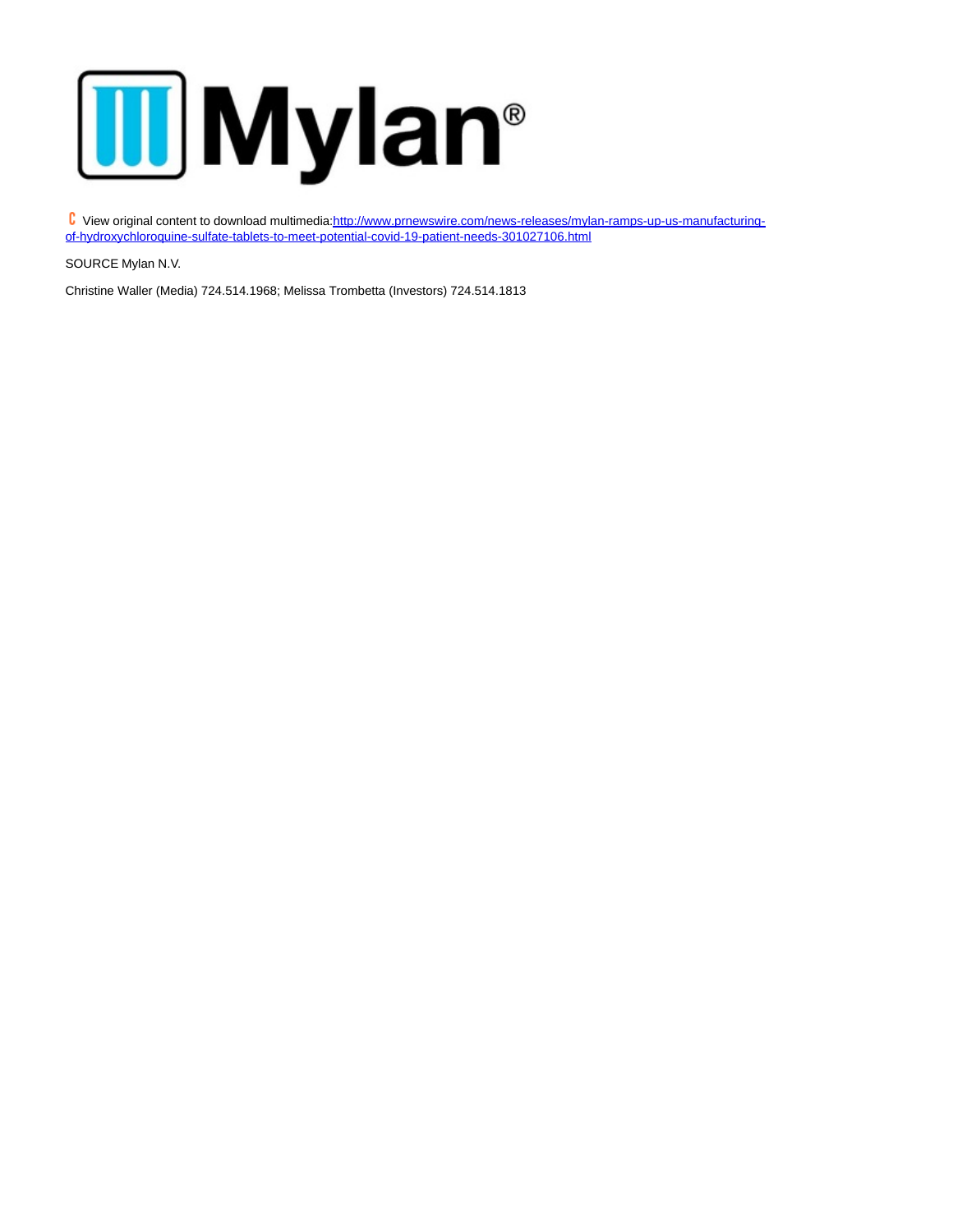View original content to download multimedia:http://www.prnewswire.com/news-releases/mylan-ramps-up-us-manufacturing-of-hydroxychloroquine-sulfate-tablets-to-meet-potential-covid-19-patient-needs-301027106.html

SOURCE Mylan N.V.

Christine Waller (Media) 724.514.1968; Melissa Trombetta (Investors) 724.514.1813